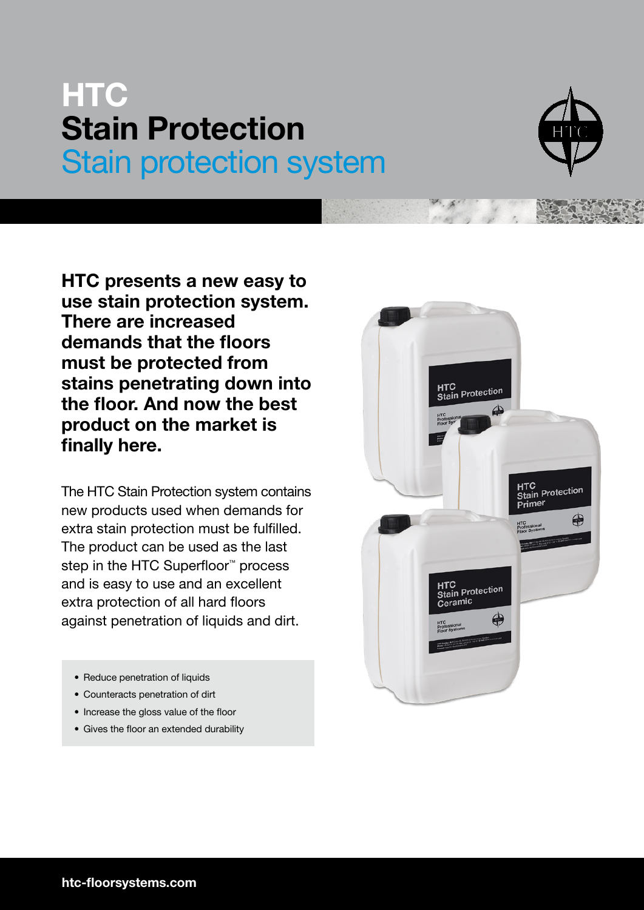# HTC
# Stain Protection
## Stain protection system

**HTC presents a new easy to use stain protection system. There are increased demands that the floors must be protected from stains penetrating down into the floor. And now the best product on the market is finally here.**

The HTC Stain Protection system contains new products used when demands for extra stain protection must be fulfilled. The product can be used as the last step in the HTC Superfloor™ process and is easy to use and an excellent extra protection of all hard floors against penetration of liquids and dirt.

- Reduce penetration of liquids
- Counteracts penetration of dirt
- Increase the gloss value of the floor
- Gives the floor an extended durability

htc-floorsystems.com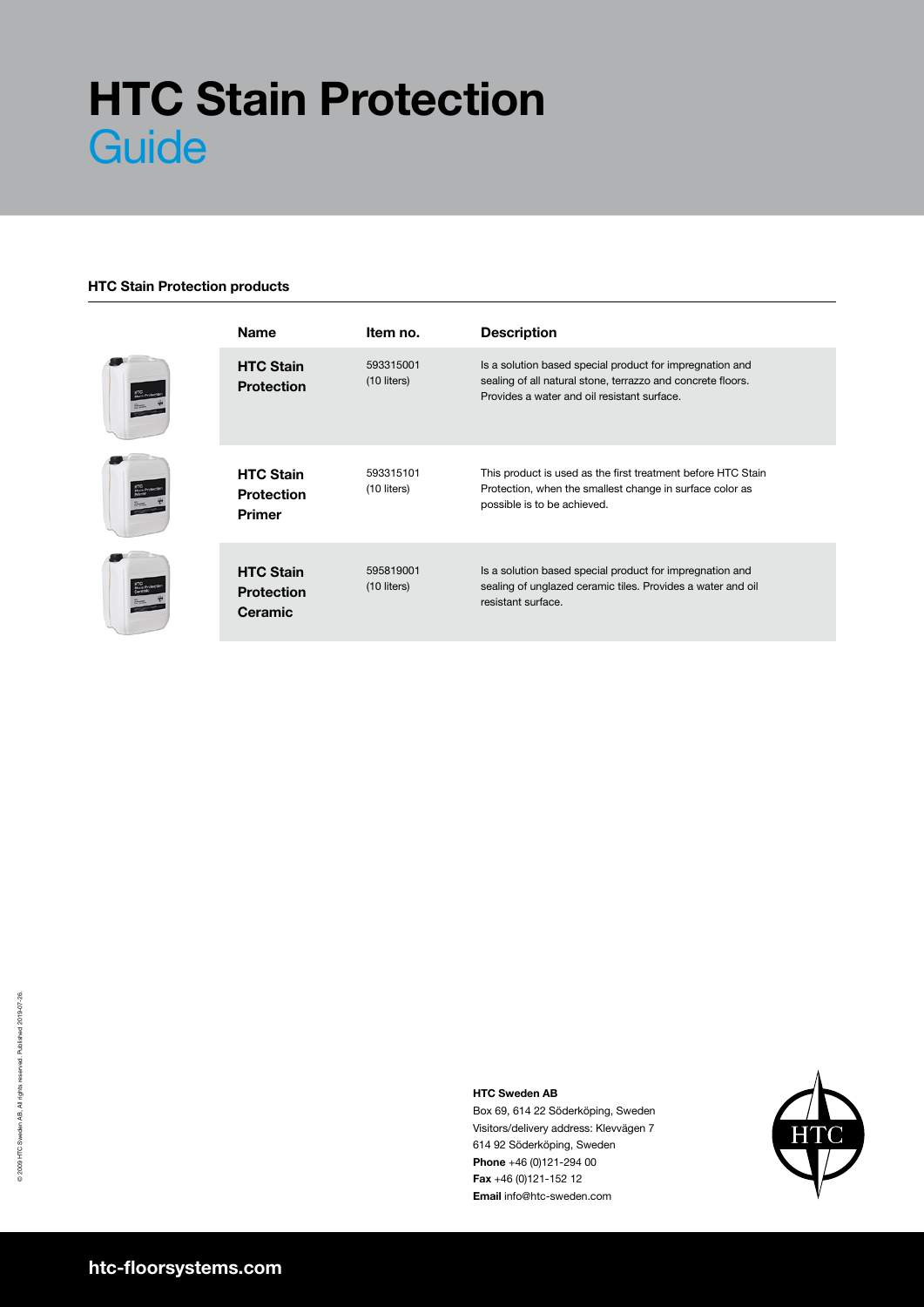# HTC Stain Protection Guide

### HTC Stain Protection products

| Name | Item no. | Description |
|---|---|---|
| **HTC Stain Protection** | 593315001 (10 liters) | Is a solution based special product for impregnation and sealing of all natural stone, terrazzo and concrete floors. Provides a water and oil resistant surface. |
| **HTC Stain Protection Primer** | 593315101 (10 liters) | This product is used as the first treatment before HTC Stain Protection, when the smallest change in surface color as possible is to be achieved. |
| **HTC Stain Protection Ceramic** | 595819001 (10 liters) | Is a solution based special product for impregnation and sealing of unglazed ceramic tiles. Provides a water and oil resistant surface. |

**HTC Sweden AB**
Box 69, 614 22 Söderköping, Sweden
Visitors/delivery address: Klevvägen 7
614 92 Söderköping, Sweden
**Phone** +46 (0)121-294 00
**Fax** +46 (0)121-152 12
**Email** info@htc-sweden.com

© 2009 HTC Sweden AB. All rights reserved. Published 2019-07-26.

**htc-floorsystems.com**